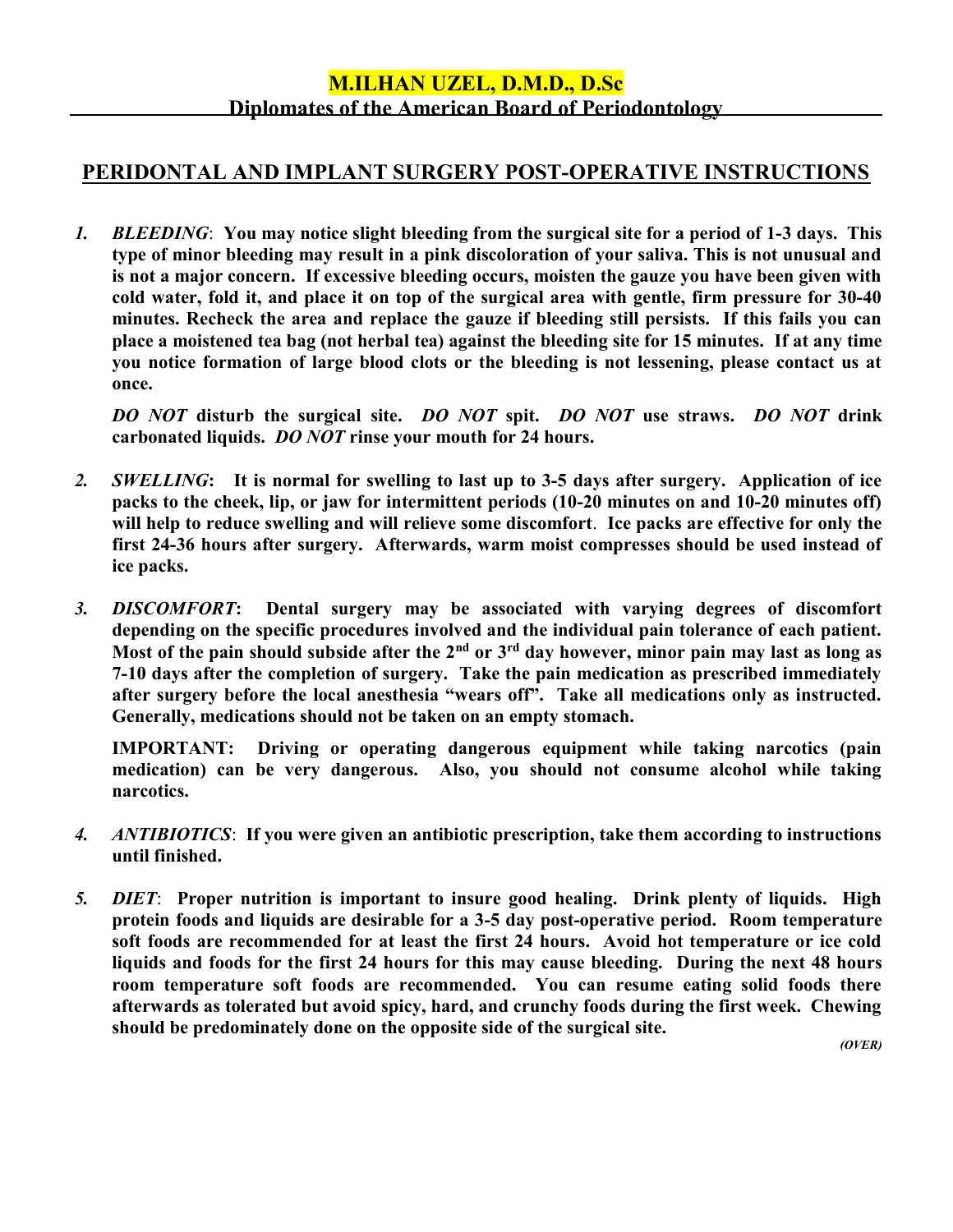**M.ILHAN UZEL, D.M.D., D.Sc**

**Diplomates of the American Board of Periodontology**

# PERIDONTAL AND IMPLANT SURGERY POST-OPERATIVE INSTRUCTIONS

1. ***BLEEDING***: **You may notice slight bleeding from the surgical site for a period of 1-3 days. This type of minor bleeding may result in a pink discoloration of your saliva. This is not unusual and is not a major concern. If excessive bleeding occurs, moisten the gauze you have been given with cold water, fold it, and place it on top of the surgical area with gentle, firm pressure for 30-40 minutes. Recheck the area and replace the gauze if bleeding still persists. If this fails you can place a moistened tea bag (not herbal tea) against the bleeding site for 15 minutes. If at any time you notice formation of large blood clots or the bleeding is not lessening, please contact us at once.**

   ***DO NOT*** **disturb the surgical site.** ***DO NOT*** **spit.** ***DO NOT*** **use straws.** ***DO NOT*** **drink carbonated liquids.** ***DO NOT*** **rinse your mouth for 24 hours.**

2. ***SWELLING***: **It is normal for swelling to last up to 3-5 days after surgery. Application of ice packs to the cheek, lip, or jaw for intermittent periods (10-20 minutes on and 10-20 minutes off) will help to reduce swelling and will relieve some discomfort. Ice packs are effective for only the first 24-36 hours after surgery. Afterwards, warm moist compresses should be used instead of ice packs.**

3. ***DISCOMFORT***: **Dental surgery may be associated with varying degrees of discomfort depending on the specific procedures involved and the individual pain tolerance of each patient. Most of the pain should subside after the 2nd or 3rd day however, minor pain may last as long as 7-10 days after the completion of surgery. Take the pain medication as prescribed immediately after surgery before the local anesthesia "wears off". Take all medications only as instructed. Generally, medications should not be taken on an empty stomach.**

   **IMPORTANT: Driving or operating dangerous equipment while taking narcotics (pain medication) can be very dangerous. Also, you should not consume alcohol while taking narcotics.**

4. ***ANTIBIOTICS***: **If you were given an antibiotic prescription, take them according to instructions until finished.**

5. ***DIET***: **Proper nutrition is important to insure good healing. Drink plenty of liquids. High protein foods and liquids are desirable for a 3-5 day post-operative period. Room temperature soft foods are recommended for at least the first 24 hours. Avoid hot temperature or ice cold liquids and foods for the first 24 hours for this may cause bleeding. During the next 48 hours room temperature soft foods are recommended. You can resume eating solid foods there afterwards as tolerated but avoid spicy, hard, and crunchy foods during the first week. Chewing should be predominately done on the opposite side of the surgical site.**

***(OVER)***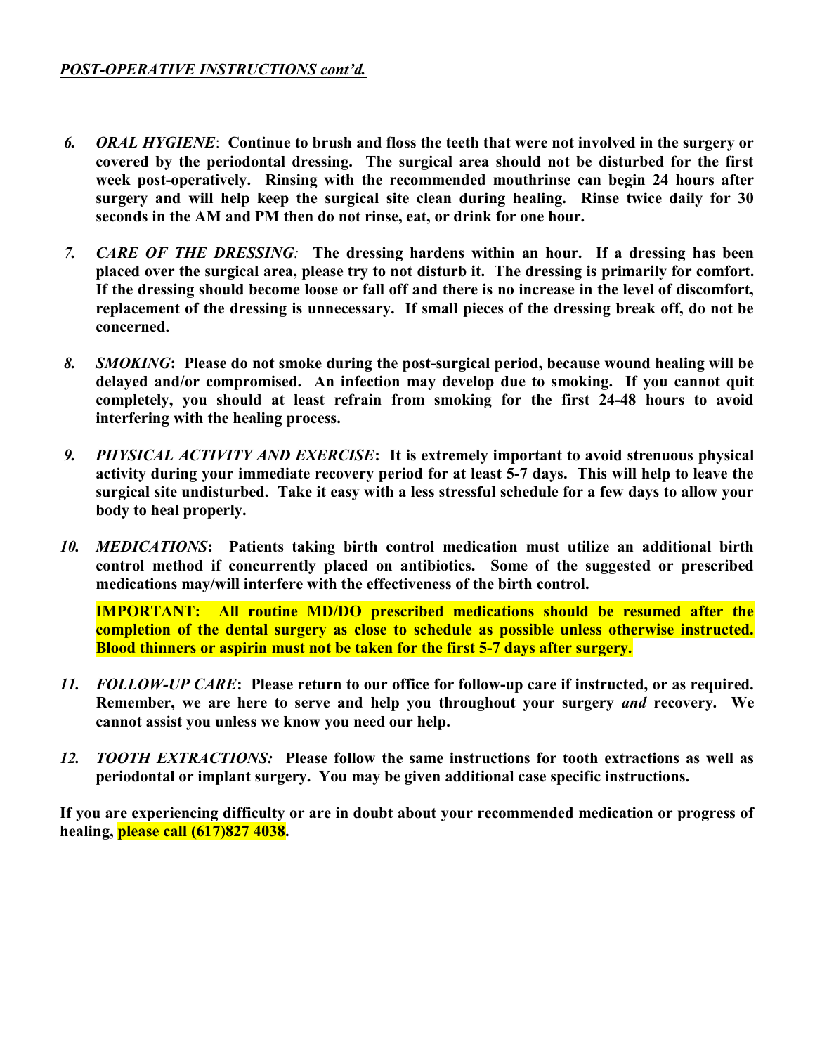***POST-OPERATIVE INSTRUCTIONS cont'd.***

6. ***ORAL HYGIENE***: **Continue to brush and floss the teeth that were not involved in the surgery or covered by the periodontal dressing. The surgical area should not be disturbed for the first week post-operatively. Rinsing with the recommended mouthrinse can begin 24 hours after surgery and will help keep the surgical site clean during healing. Rinse twice daily for 30 seconds in the AM and PM then do not rinse, eat, or drink for one hour.**

7. ***CARE OF THE DRESSING:*** **The dressing hardens within an hour. If a dressing has been placed over the surgical area, please try to not disturb it. The dressing is primarily for comfort. If the dressing should become loose or fall off and there is no increase in the level of discomfort, replacement of the dressing is unnecessary. If small pieces of the dressing break off, do not be concerned.**

8. ***SMOKING*****: Please do not smoke during the post-surgical period, because wound healing will be delayed and/or compromised. An infection may develop due to smoking. If you cannot quit completely, you should at least refrain from smoking for the first 24-48 hours to avoid interfering with the healing process.**

9. ***PHYSICAL ACTIVITY AND EXERCISE*****: It is extremely important to avoid strenuous physical activity during your immediate recovery period for at least 5-7 days. This will help to leave the surgical site undisturbed. Take it easy with a less stressful schedule for a few days to allow your body to heal properly.**

10. ***MEDICATIONS*****: Patients taking birth control medication must utilize an additional birth control method if concurrently placed on antibiotics. Some of the suggested or prescribed medications may/will interfere with the effectiveness of the birth control.**

    **IMPORTANT: All routine MD/DO prescribed medications should be resumed after the completion of the dental surgery as close to schedule as possible unless otherwise instructed. Blood thinners or aspirin must not be taken for the first 5-7 days after surgery.**

11. ***FOLLOW-UP CARE*****: Please return to our office for follow-up care if instructed, or as required. Remember, we are here to serve and help you throughout your surgery *and* recovery. We cannot assist you unless we know you need our help.**

12. ***TOOTH EXTRACTIONS:*** **Please follow the same instructions for tooth extractions as well as periodontal or implant surgery. You may be given additional case specific instructions.**

**If you are experiencing difficulty or are in doubt about your recommended medication or progress of healing, please call (617)827 4038.**